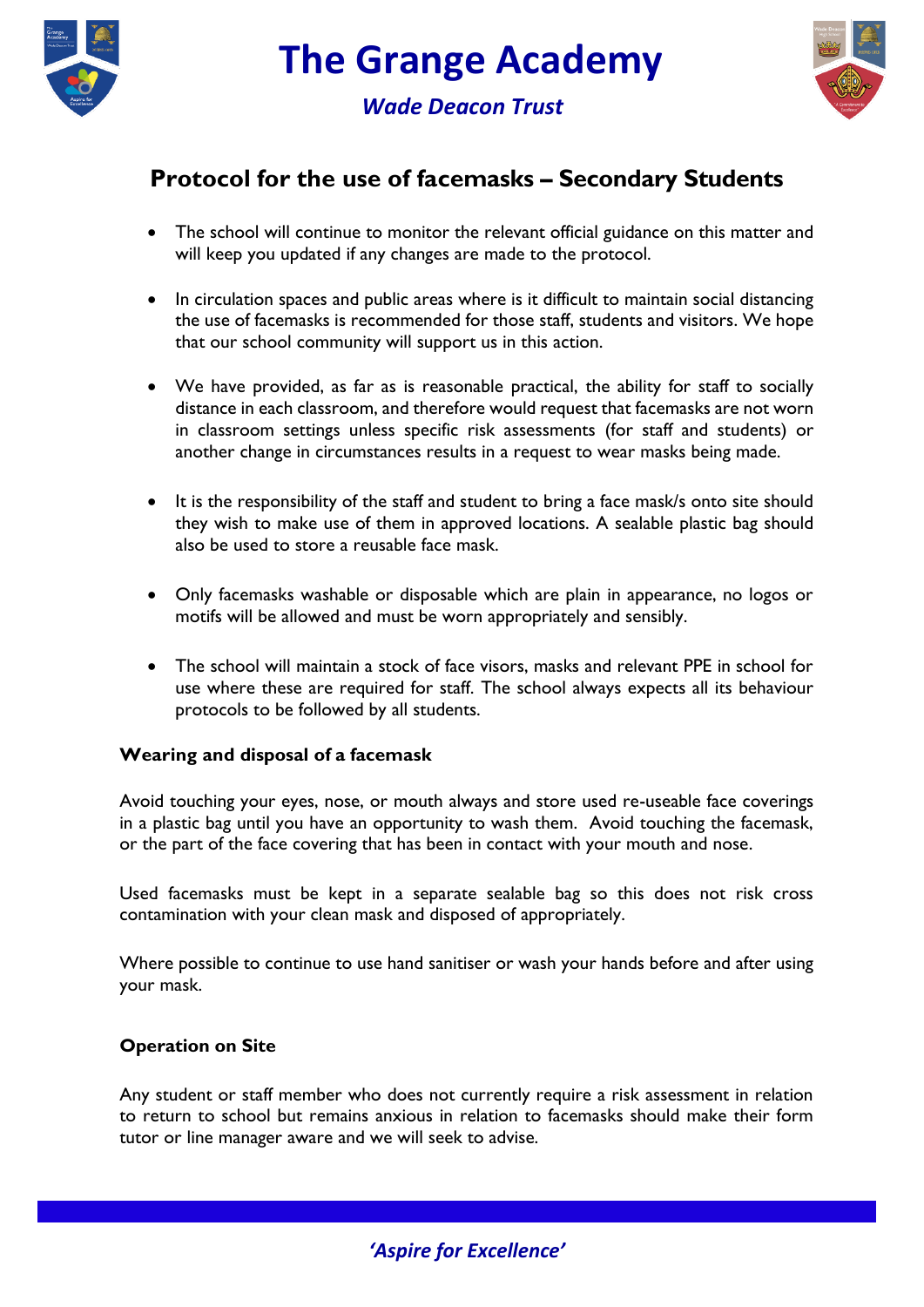# The Grange Academy

*Wade Deacon Trust*

## Protocol for the use of facemasks – Secondary Students

- The school will continue to monitor the relevant official guidance on this matter and will keep you updated if any changes are made to the protocol.
- In circulation spaces and public areas where is it difficult to maintain social distancing the use of facemasks is recommended for those staff, students and visitors. We hope that our school community will support us in this action.
- We have provided, as far as is reasonable practical, the ability for staff to socially distance in each classroom, and therefore would request that facemasks are not worn in classroom settings unless specific risk assessments (for staff and students) or another change in circumstances results in a request to wear masks being made.
- It is the responsibility of the staff and student to bring a face mask/s onto site should they wish to make use of them in approved locations. A sealable plastic bag should also be used to store a reusable face mask.
- Only facemasks washable or disposable which are plain in appearance, no logos or motifs will be allowed and must be worn appropriately and sensibly.
- The school will maintain a stock of face visors, masks and relevant PPE in school for use where these are required for staff. The school always expects all its behaviour protocols to be followed by all students.

### Wearing and disposal of a facemask

Avoid touching your eyes, nose, or mouth always and store used re-useable face coverings in a plastic bag until you have an opportunity to wash them. Avoid touching the facemask, or the part of the face covering that has been in contact with your mouth and nose.

Used facemasks must be kept in a separate sealable bag so this does not risk cross contamination with your clean mask and disposed of appropriately.

Where possible to continue to use hand sanitiser or wash your hands before and after using your mask.

### Operation on Site

Any student or staff member who does not currently require a risk assessment in relation to return to school but remains anxious in relation to facemasks should make their form tutor or line manager aware and we will seek to advise.

*'Aspire for Excellence'*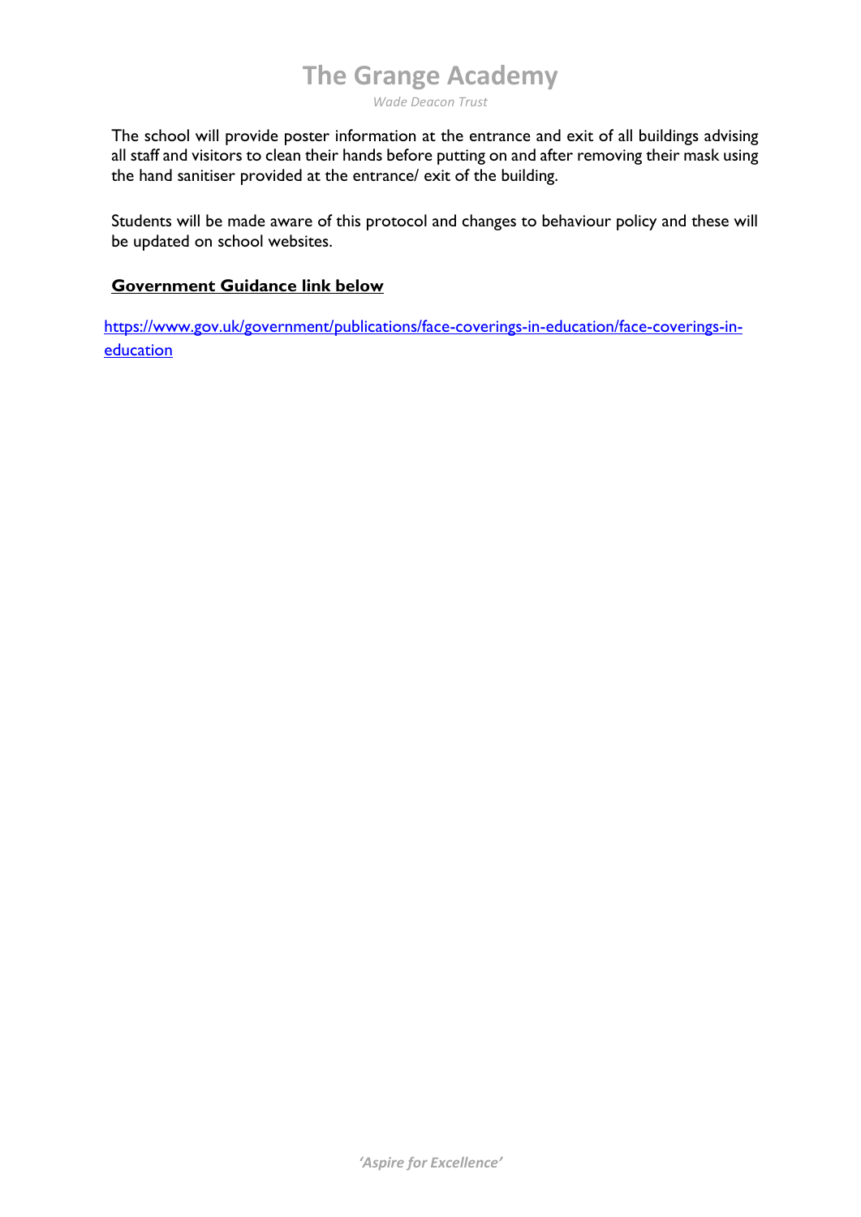The school will provide poster information at the entrance and exit of all buildings advising all staff and visitors to clean their hands before putting on and after removing their mask using the hand sanitiser provided at the entrance/ exit of the building.

Students will be made aware of this protocol and changes to behaviour policy and these will be updated on school websites.

**Government Guidance link below**

[https://www.gov.uk/government/publications/face-coverings-in-education/face-coverings-in-education](https://www.gov.uk/government/publications/face-coverings-in-education/face-coverings-in-education)